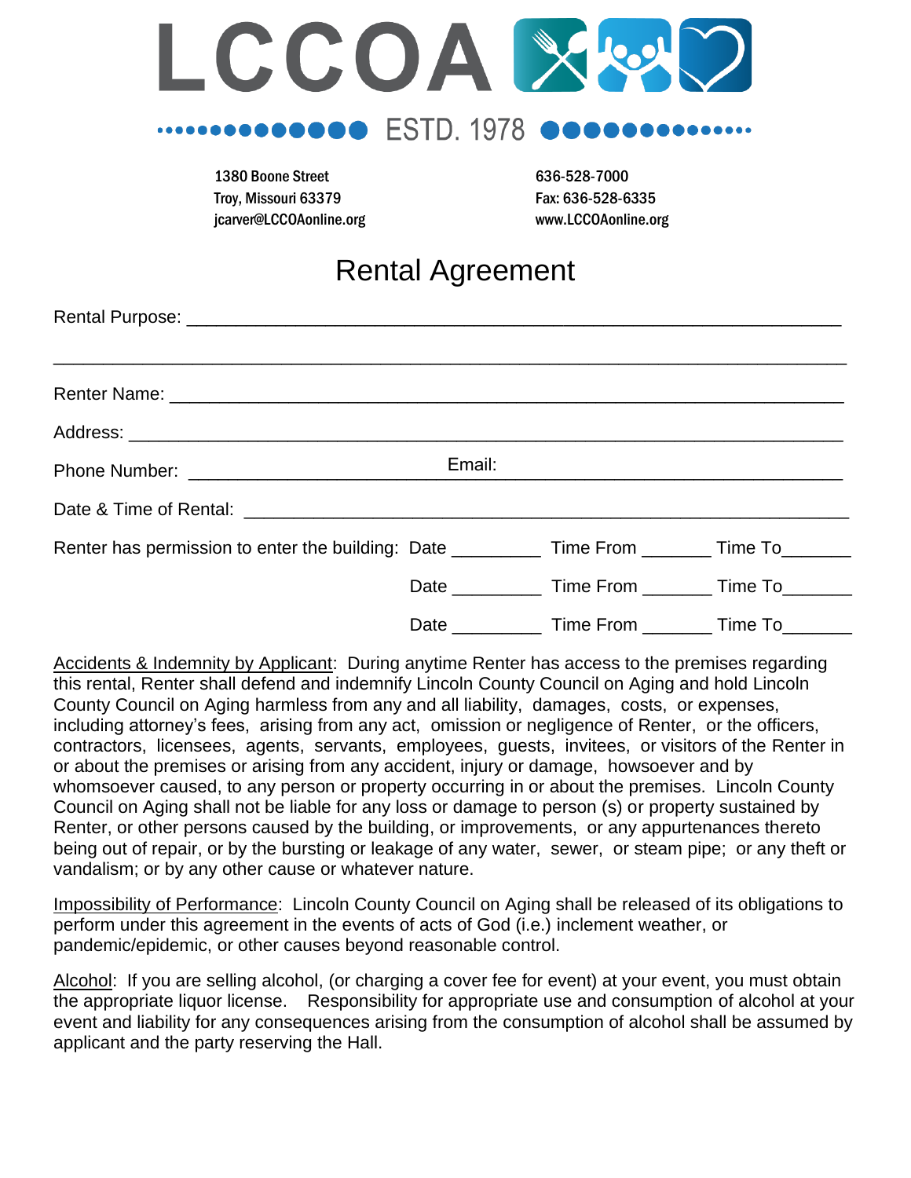# LCCOA

ESTD. 1978

1380 Boone Street
Troy, Missouri 63379
jcarver@LCCOAonline.org

636-528-7000
Fax: 636-528-6335
www.LCCOAonline.org

## Rental Agreement

Rental Purpose: ____________________________________________________________

____________________________________________________________________________

Renter Name: _______________________________________________________________

Address: ___________________________________________________________________

Phone Number: ________________________ Email: ____________________________

Date & Time of Rental: ______________________________________________________

Renter has permission to enter the building: Date _________ Time From _______ Time To_______

Date _________ Time From _______ Time To_______

Date _________ Time From _______ Time To_______

Accidents & Indemnity by Applicant: During anytime Renter has access to the premises regarding this rental, Renter shall defend and indemnify Lincoln County Council on Aging and hold Lincoln County Council on Aging harmless from any and all liability, damages, costs, or expenses, including attorney's fees, arising from any act, omission or negligence of Renter, or the officers, contractors, licensees, agents, servants, employees, guests, invitees, or visitors of the Renter in or about the premises or arising from any accident, injury or damage, howsoever and by whomsoever caused, to any person or property occurring in or about the premises. Lincoln County Council on Aging shall not be liable for any loss or damage to person (s) or property sustained by Renter, or other persons caused by the building, or improvements, or any appurtenances thereto being out of repair, or by the bursting or leakage of any water, sewer, or steam pipe; or any theft or vandalism; or by any other cause or whatever nature.

Impossibility of Performance: Lincoln County Council on Aging shall be released of its obligations to perform under this agreement in the events of acts of God (i.e.) inclement weather, or pandemic/epidemic, or other causes beyond reasonable control.

Alcohol: If you are selling alcohol, (or charging a cover fee for event) at your event, you must obtain the appropriate liquor license. Responsibility for appropriate use and consumption of alcohol at your event and liability for any consequences arising from the consumption of alcohol shall be assumed by applicant and the party reserving the Hall.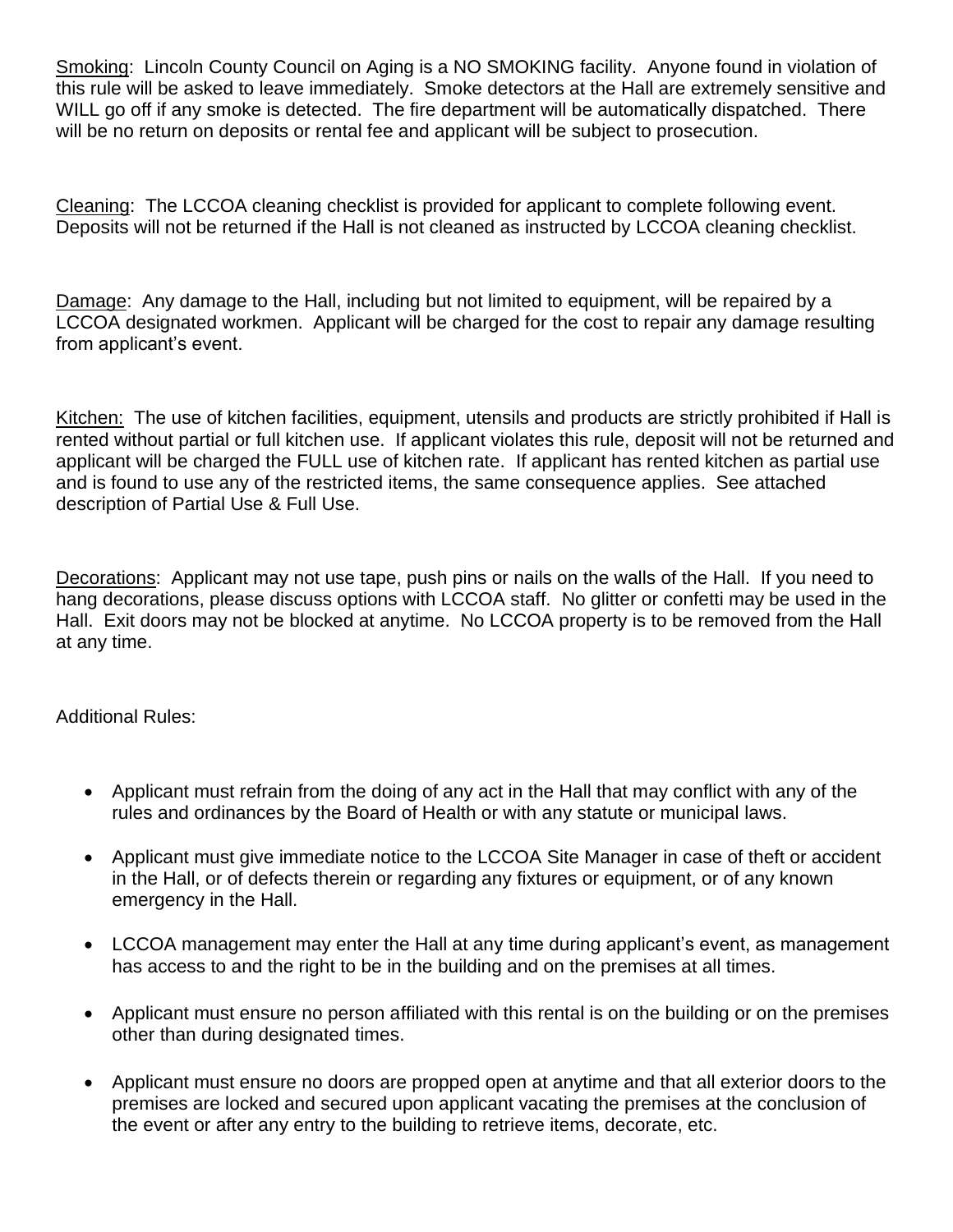Smoking: Lincoln County Council on Aging is a NO SMOKING facility. Anyone found in violation of this rule will be asked to leave immediately. Smoke detectors at the Hall are extremely sensitive and WILL go off if any smoke is detected. The fire department will be automatically dispatched. There will be no return on deposits or rental fee and applicant will be subject to prosecution.

Cleaning: The LCCOA cleaning checklist is provided for applicant to complete following event. Deposits will not be returned if the Hall is not cleaned as instructed by LCCOA cleaning checklist.

Damage: Any damage to the Hall, including but not limited to equipment, will be repaired by a LCCOA designated workmen. Applicant will be charged for the cost to repair any damage resulting from applicant's event.

Kitchen: The use of kitchen facilities, equipment, utensils and products are strictly prohibited if Hall is rented without partial or full kitchen use. If applicant violates this rule, deposit will not be returned and applicant will be charged the FULL use of kitchen rate. If applicant has rented kitchen as partial use and is found to use any of the restricted items, the same consequence applies. See attached description of Partial Use & Full Use.

Decorations: Applicant may not use tape, push pins or nails on the walls of the Hall. If you need to hang decorations, please discuss options with LCCOA staff. No glitter or confetti may be used in the Hall. Exit doors may not be blocked at anytime. No LCCOA property is to be removed from the Hall at any time.

Additional Rules:

- Applicant must refrain from the doing of any act in the Hall that may conflict with any of the rules and ordinances by the Board of Health or with any statute or municipal laws.
- Applicant must give immediate notice to the LCCOA Site Manager in case of theft or accident in the Hall, or of defects therein or regarding any fixtures or equipment, or of any known emergency in the Hall.
- LCCOA management may enter the Hall at any time during applicant's event, as management has access to and the right to be in the building and on the premises at all times.
- Applicant must ensure no person affiliated with this rental is on the building or on the premises other than during designated times.
- Applicant must ensure no doors are propped open at anytime and that all exterior doors to the premises are locked and secured upon applicant vacating the premises at the conclusion of the event or after any entry to the building to retrieve items, decorate, etc.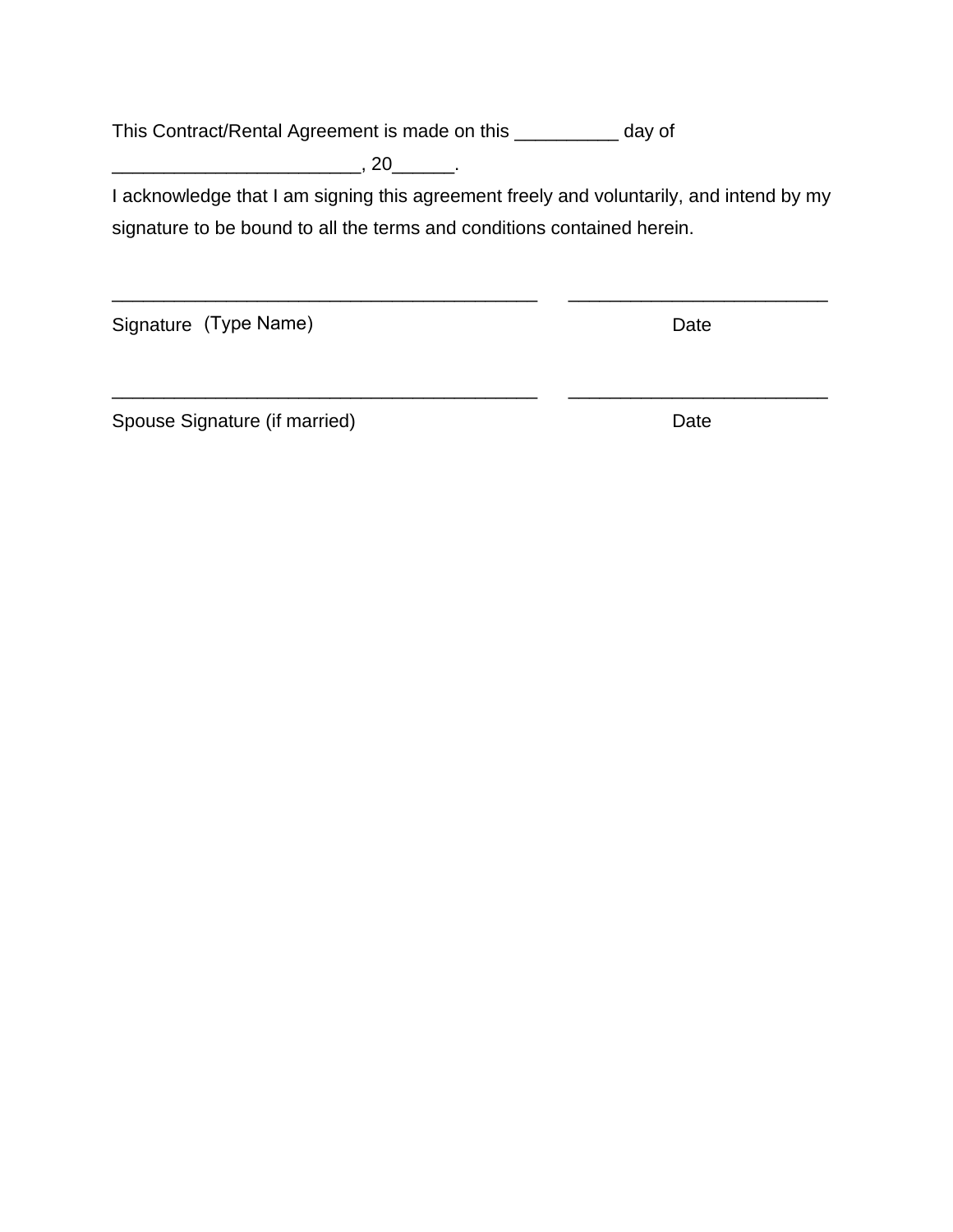This Contract/Rental Agreement is made on this __________ day of ________________________, 20______.

I acknowledge that I am signing this agreement freely and voluntarily, and intend by my signature to be bound to all the terms and conditions contained herein.

__________________________________________ _________________________

Signature (Type Name) Date

__________________________________________ _________________________

Spouse Signature (if married) Date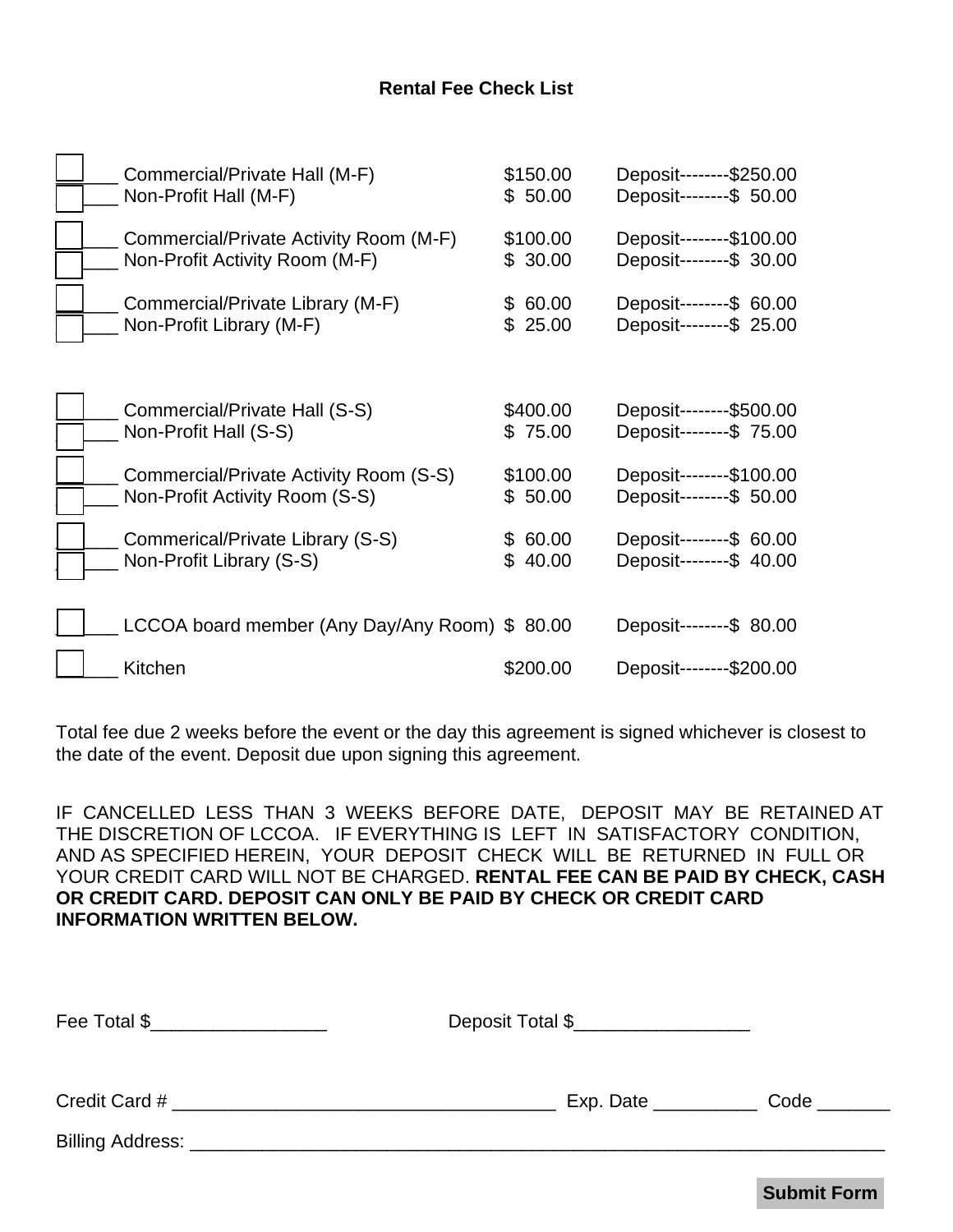## Rental Fee Check List

| | Item | Fee | Deposit |
|---|---|---|---|
| ☐ ______ | Commercial/Private Hall (M-F) | $150.00 | Deposit--------$250.00 |
| ☐ ______ | Non-Profit Hall (M-F) | $ 50.00 | Deposit--------$ 50.00 |
| ☐ ______ | Commercial/Private Activity Room (M-F) | $100.00 | Deposit--------$100.00 |
| ☐ ______ | Non-Profit Activity Room (M-F) | $ 30.00 | Deposit--------$ 30.00 |
| ☐ ______ | Commercial/Private Library (M-F) | $ 60.00 | Deposit--------$ 60.00 |
| ☐ ______ | Non-Profit Library (M-F) | $ 25.00 | Deposit--------$ 25.00 |
| ☐ ______ | Commercial/Private Hall (S-S) | $400.00 | Deposit--------$500.00 |
| ☐ ______ | Non-Profit Hall (S-S) | $ 75.00 | Deposit--------$ 75.00 |
| ☐ ______ | Commercial/Private Activity Room (S-S) | $100.00 | Deposit--------$100.00 |
| ☐ ______ | Non-Profit Activity Room (S-S) | $ 50.00 | Deposit--------$ 50.00 |
| ☐ ______ | Commerical/Private Library (S-S) | $ 60.00 | Deposit--------$ 60.00 |
| ☐ ______ | Non-Profit Library (S-S) | $ 40.00 | Deposit--------$ 40.00 |
| ☐ ______ | LCCOA board member (Any Day/Any Room) | $ 80.00 | Deposit--------$ 80.00 |
| ☐ ______ | Kitchen | $200.00 | Deposit--------$200.00 |

Total fee due 2 weeks before the event or the day this agreement is signed whichever is closest to the date of the event. Deposit due upon signing this agreement.

IF CANCELLED LESS THAN 3 WEEKS BEFORE DATE, DEPOSIT MAY BE RETAINED AT THE DISCRETION OF LCCOA. IF EVERYTHING IS LEFT IN SATISFACTORY CONDITION, AND AS SPECIFIED HEREIN, YOUR DEPOSIT CHECK WILL BE RETURNED IN FULL OR YOUR CREDIT CARD WILL NOT BE CHARGED. **RENTAL FEE CAN BE PAID BY CHECK, CASH OR CREDIT CARD. DEPOSIT CAN ONLY BE PAID BY CHECK OR CREDIT CARD INFORMATION WRITTEN BELOW.**

Fee Total $_________________ Deposit Total $_________________

Credit Card # _____________________________________ Exp. Date __________ Code _______

Billing Address: ______________________________________________________________________

Submit Form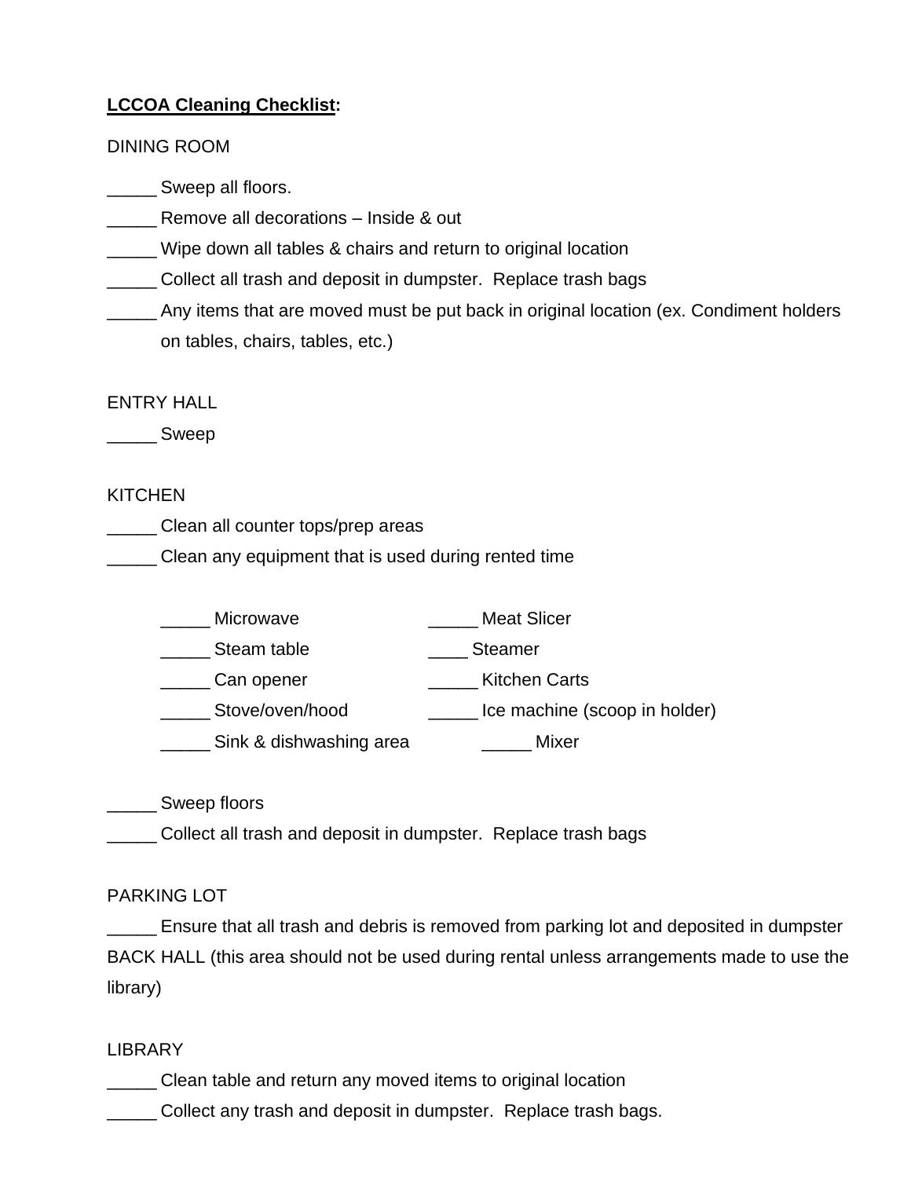**<u>LCCOA Cleaning Checklist</u>:**

DINING ROOM

_____ Sweep all floors.
_____ Remove all decorations – Inside & out
_____ Wipe down all tables & chairs and return to original location
_____ Collect all trash and deposit in dumpster. Replace trash bags
_____ Any items that are moved must be put back in original location (ex. Condiment holders on tables, chairs, tables, etc.)

ENTRY HALL

_____ Sweep

KITCHEN

_____ Clean all counter tops/prep areas
_____ Clean any equipment that is used during rented time

| | |
|---|---|
| _____ Microwave | _____ Meat Slicer |
| _____ Steam table | ____ Steamer |
| _____ Can opener | _____ Kitchen Carts |
| _____ Stove/oven/hood | _____ Ice machine (scoop in holder) |
| _____ Sink & dishwashing area | _____ Mixer |

_____ Sweep floors
_____ Collect all trash and deposit in dumpster. Replace trash bags

PARKING LOT

_____ Ensure that all trash and debris is removed from parking lot and deposited in dumpster

BACK HALL (this area should not be used during rental unless arrangements made to use the library)

LIBRARY

_____ Clean table and return any moved items to original location
_____ Collect any trash and deposit in dumpster. Replace trash bags.